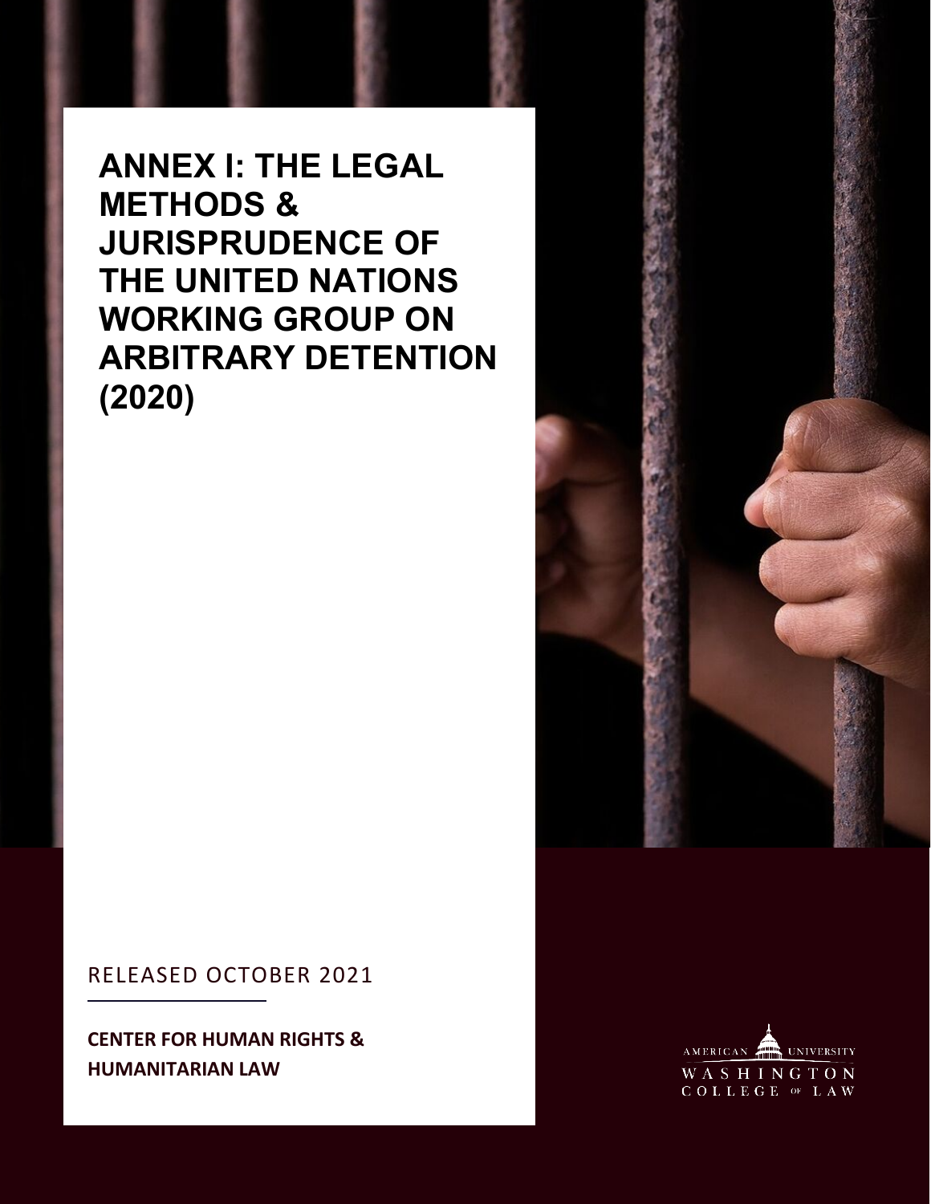# ANNEX I: THE LEGAL METHODS & JURISPRUDENCE OF THE UNITED NATIONS WORKING GROUP ON ARBITRARY DETENTION (2020)

RELEASED OCTOBER 2021

**CENTER FOR HUMAN RIGHTS & HUMANITARIAN LAW**

AMERICAN UNIVERSITY
WASHINGTON
COLLEGE OF LAW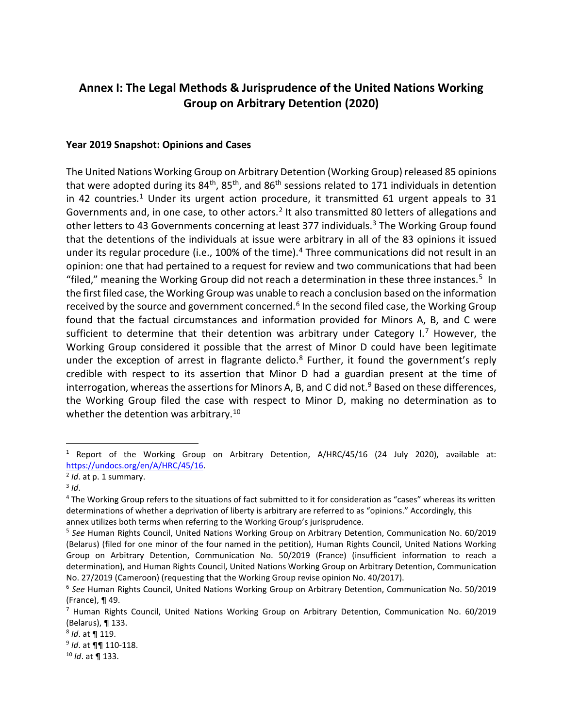## Annex I: The Legal Methods & Jurisprudence of the United Nations Working Group on Arbitrary Detention (2020)

### Year 2019 Snapshot: Opinions and Cases

The United Nations Working Group on Arbitrary Detention (Working Group) released 85 opinions that were adopted during its 84th, 85th, and 86th sessions related to 171 individuals in detention in 42 countries.[1] Under its urgent action procedure, it transmitted 61 urgent appeals to 31 Governments and, in one case, to other actors.[2] It also transmitted 80 letters of allegations and other letters to 43 Governments concerning at least 377 individuals.[3] The Working Group found that the detentions of the individuals at issue were arbitrary in all of the 83 opinions it issued under its regular procedure (i.e., 100% of the time).[4] Three communications did not result in an opinion: one that had pertained to a request for review and two communications that had been "filed," meaning the Working Group did not reach a determination in these three instances.[5] In the first filed case, the Working Group was unable to reach a conclusion based on the information received by the source and government concerned.[6] In the second filed case, the Working Group found that the factual circumstances and information provided for Minors A, B, and C were sufficient to determine that their detention was arbitrary under Category I.[7] However, the Working Group considered it possible that the arrest of Minor D could have been legitimate under the exception of arrest in flagrante delicto.[8] Further, it found the government's reply credible with respect to its assertion that Minor D had a guardian present at the time of interrogation, whereas the assertions for Minors A, B, and C did not.[9] Based on these differences, the Working Group filed the case with respect to Minor D, making no determination as to whether the detention was arbitrary.[10]

---

[1] Report of the Working Group on Arbitrary Detention, A/HRC/45/16 (24 July 2020), available at: https://undocs.org/en/A/HRC/45/16.

[2] *Id*. at p. 1 summary.

[3] *Id*.

[4] The Working Group refers to the situations of fact submitted to it for consideration as "cases" whereas its written determinations of whether a deprivation of liberty is arbitrary are referred to as "opinions." Accordingly, this annex utilizes both terms when referring to the Working Group's jurisprudence.

[5] *See* Human Rights Council, United Nations Working Group on Arbitrary Detention, Communication No. 60/2019 (Belarus) (filed for one minor of the four named in the petition), Human Rights Council, United Nations Working Group on Arbitrary Detention, Communication No. 50/2019 (France) (insufficient information to reach a determination), and Human Rights Council, United Nations Working Group on Arbitrary Detention, Communication No. 27/2019 (Cameroon) (requesting that the Working Group revise opinion No. 40/2017).

[6] *See* Human Rights Council, United Nations Working Group on Arbitrary Detention, Communication No. 50/2019 (France), ¶ 49.

[7] Human Rights Council, United Nations Working Group on Arbitrary Detention, Communication No. 60/2019 (Belarus), ¶ 133.

[8] *Id*. at ¶ 119.

[9] *Id*. at ¶¶ 110-118.

[10] *Id*. at ¶ 133.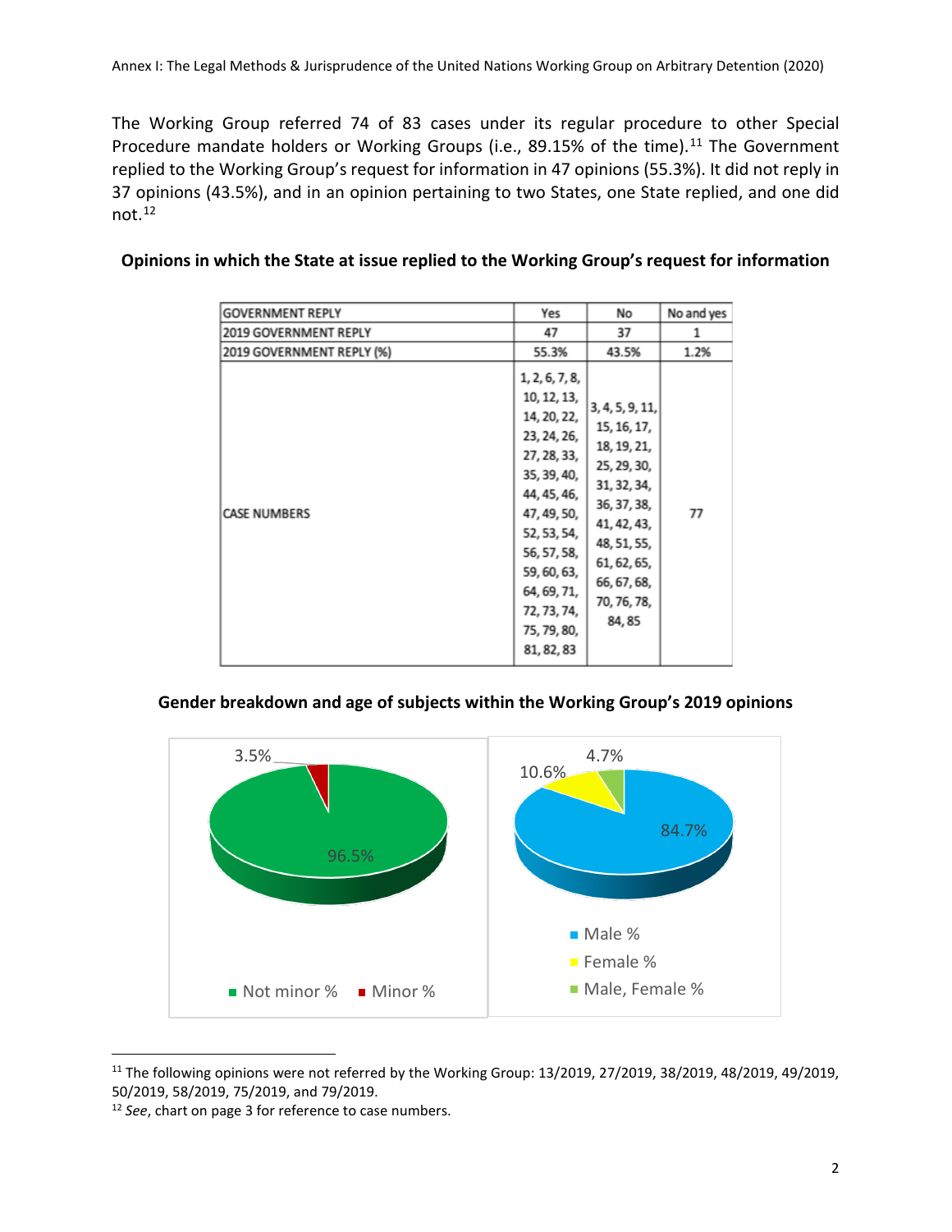The Working Group referred 74 of 83 cases under its regular procedure to other Special Procedure mandate holders or Working Groups (i.e., 89.15% of the time).[11] The Government replied to the Working Group's request for information in 47 opinions (55.3%). It did not reply in 37 opinions (43.5%), and in an opinion pertaining to two States, one State replied, and one did not.[12]

**Opinions in which the State at issue replied to the Working Group's request for information**

| GOVERNMENT REPLY | Yes | No | No and yes |
|---|---|---|---|
| 2019 GOVERNMENT REPLY | 47 | 37 | 1 |
| 2019 GOVERNMENT REPLY (%) | 55.3% | 43.5% | 1.2% |
| CASE NUMBERS | 1, 2, 6, 7, 8, 10, 12, 13, 14, 20, 22, 23, 24, 26, 27, 28, 33, 35, 39, 40, 44, 45, 46, 47, 49, 50, 52, 53, 54, 56, 57, 58, 59, 60, 63, 64, 69, 71, 72, 73, 74, 75, 79, 80, 81, 82, 83 | 3, 4, 5, 9, 11, 15, 16, 17, 18, 19, 21, 25, 29, 30, 31, 32, 34, 36, 37, 38, 41, 42, 43, 48, 51, 55, 61, 62, 65, 66, 67, 68, 70, 76, 78, 84, 85 | 77 |

**Gender breakdown and age of subjects within the Working Group's 2019 opinions**

| | % |
|---|---|
| Not minor % | 96.5% |
| Minor % | 3.5% |

| | % |
|---|---|
| Male % | 84.7% |
| Female % | 10.6% |
| Male, Female % | 4.7% |

---

[11] The following opinions were not referred by the Working Group: 13/2019, 27/2019, 38/2019, 48/2019, 49/2019, 50/2019, 58/2019, 75/2019, and 79/2019.

[12] *See*, chart on page 3 for reference to case numbers.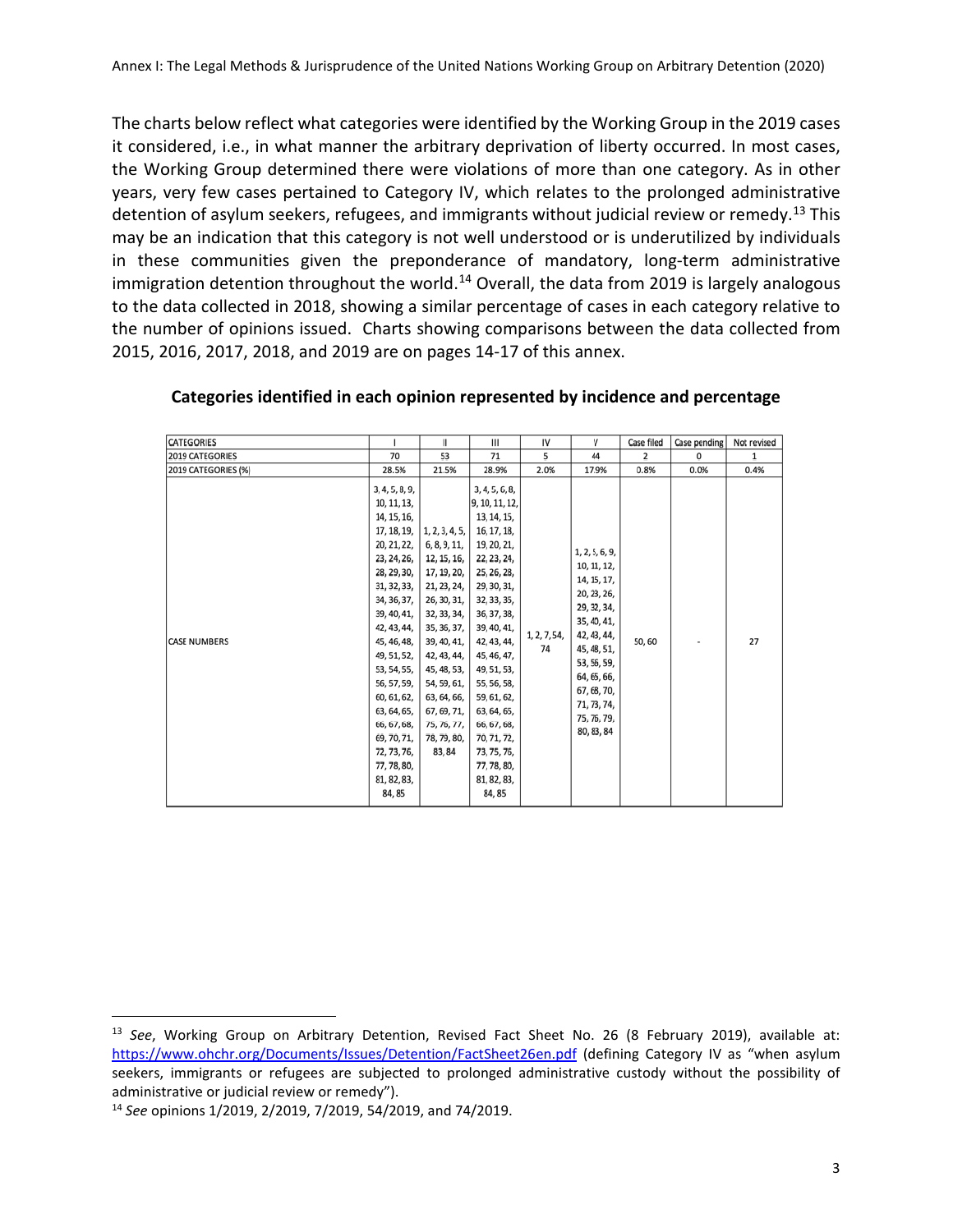The charts below reflect what categories were identified by the Working Group in the 2019 cases it considered, i.e., in what manner the arbitrary deprivation of liberty occurred. In most cases, the Working Group determined there were violations of more than one category. As in other years, very few cases pertained to Category IV, which relates to the prolonged administrative detention of asylum seekers, refugees, and immigrants without judicial review or remedy.[13] This may be an indication that this category is not well understood or is underutilized by individuals in these communities given the preponderance of mandatory, long-term administrative immigration detention throughout the world.[14] Overall, the data from 2019 is largely analogous to the data collected in 2018, showing a similar percentage of cases in each category relative to the number of opinions issued. Charts showing comparisons between the data collected from 2015, 2016, 2017, 2018, and 2019 are on pages 14-17 of this annex.

**Categories identified in each opinion represented by incidence and percentage**

| CATEGORIES | I | II | III | IV | V | Case filed | Case pending | Not revised |
|---|---|---|---|---|---|---|---|---|
| 2019 CATEGORIES | 70 | 53 | 71 | 5 | 44 | 2 | 0 | 1 |
| 2019 CATEGORIES (%) | 28.5% | 21.5% | 28.9% | 2.0% | 17.9% | 0.8% | 0.0% | 0.4% |
| CASE NUMBERS | 3, 4, 5, 8, 9, 10, 11, 13, 14, 15, 16, 17, 18, 19, 20, 21, 22, 23, 24, 26, 28, 29, 30, 31, 32, 33, 34, 36, 37, 39, 40, 41, 42, 43, 44, 45, 46, 48, 49, 51, 52, 53, 54, 55, 56, 57, 59, 60, 61, 62, 63, 64, 65, 66, 67, 68, 69, 70, 71, 72, 73, 76, 77, 78, 80, 81, 82, 83, 84, 85 | 1, 2, 3, 4, 5, 6, 8, 9, 11, 12, 15, 16, 17, 19, 20, 21, 23, 24, 26, 30, 31, 32, 33, 34, 35, 36, 37, 39, 40, 41, 42, 43, 44, 45, 48, 53, 54, 59, 61, 63, 64, 66, 67, 69, 71, 75, 76, 77, 78, 79, 80, 83, 84 | 3, 4, 5, 6, 8, 9, 10, 11, 12, 13, 14, 15, 16, 17, 18, 19, 20, 21, 22, 23, 24, 25, 26, 28, 29, 30, 31, 32, 33, 35, 36, 37, 38, 39, 40, 41, 42, 43, 44, 45, 46, 47, 49, 51, 53, 55, 56, 58, 59, 61, 62, 63, 64, 65, 66, 67, 68, 70, 71, 72, 73, 75, 76, 77, 78, 80, 81, 82, 83, 84, 85 | 1, 2, 7, 54, 74 | 1, 2, 5, 6, 9, 10, 11, 12, 14, 15, 17, 20, 23, 26, 29, 32, 34, 35, 40, 41, 42, 43, 44, 45, 48, 51, 53, 56, 59, 64, 65, 66, 67, 68, 70, 71, 73, 74, 75, 76, 79, 80, 83, 84 | 50, 60 | - | 27 |

[13] *See*, Working Group on Arbitrary Detention, Revised Fact Sheet No. 26 (8 February 2019), available at: https://www.ohchr.org/Documents/Issues/Detention/FactSheet26en.pdf (defining Category IV as "when asylum seekers, immigrants or refugees are subjected to prolonged administrative custody without the possibility of administrative or judicial review or remedy").

[14] *See* opinions 1/2019, 2/2019, 7/2019, 54/2019, and 74/2019.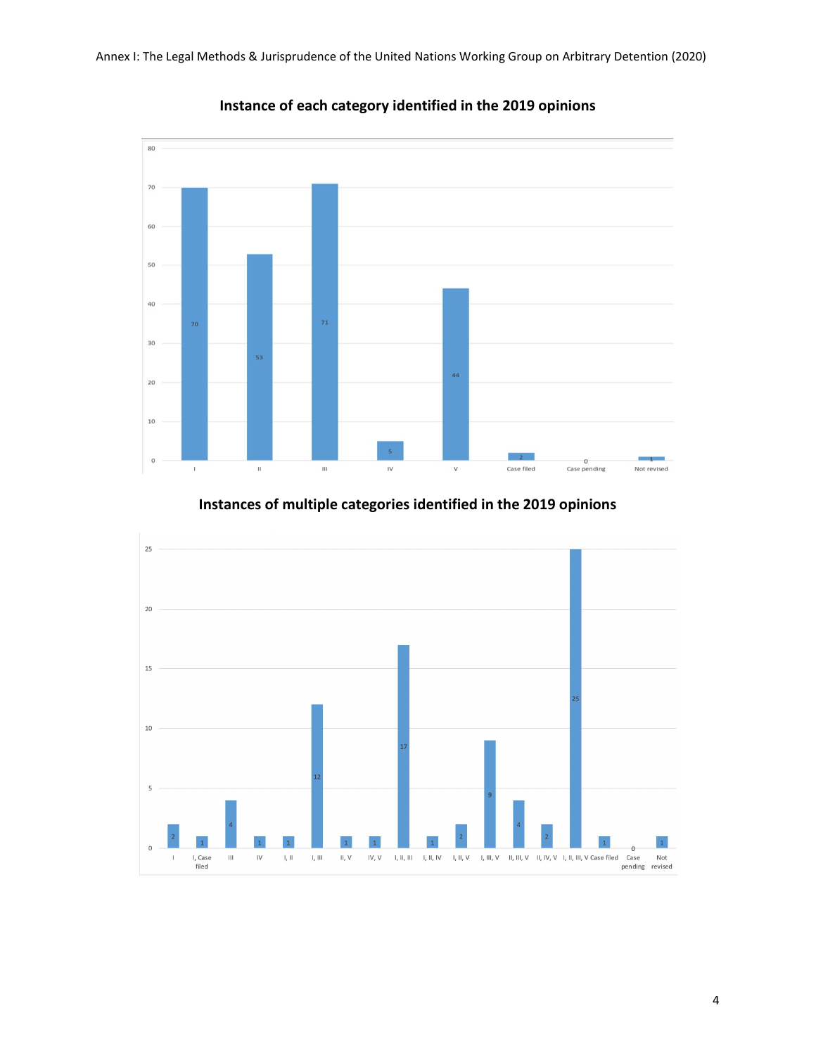**Instance of each category identified in the 2019 opinions**

| Category | Instances |
|---|---|
| I | 70 |
| II | 53 |
| III | 71 |
| IV | 5 |
| V | 44 |
| Case filed | 2 |
| Case pending | 0 |
| Not revised | 1 |

**Instances of multiple categories identified in the 2019 opinions**

| Categories | Instances |
|---|---|
| I | 2 |
| I, Case filed | 1 |
| III | 4 |
| IV | 1 |
| I, II | 1 |
| I, III | 12 |
| II, V | 1 |
| IV, V | 1 |
| I, II, III | 17 |
| I, II, IV | 1 |
| I, II, V | 2 |
| I, III, V | 9 |
| II, III, V | 4 |
| II, IV, V | 2 |
| I, II, III, V | 25 |
| Case filed | 1 |
| Case pending | 0 |
| Not revised | 1 |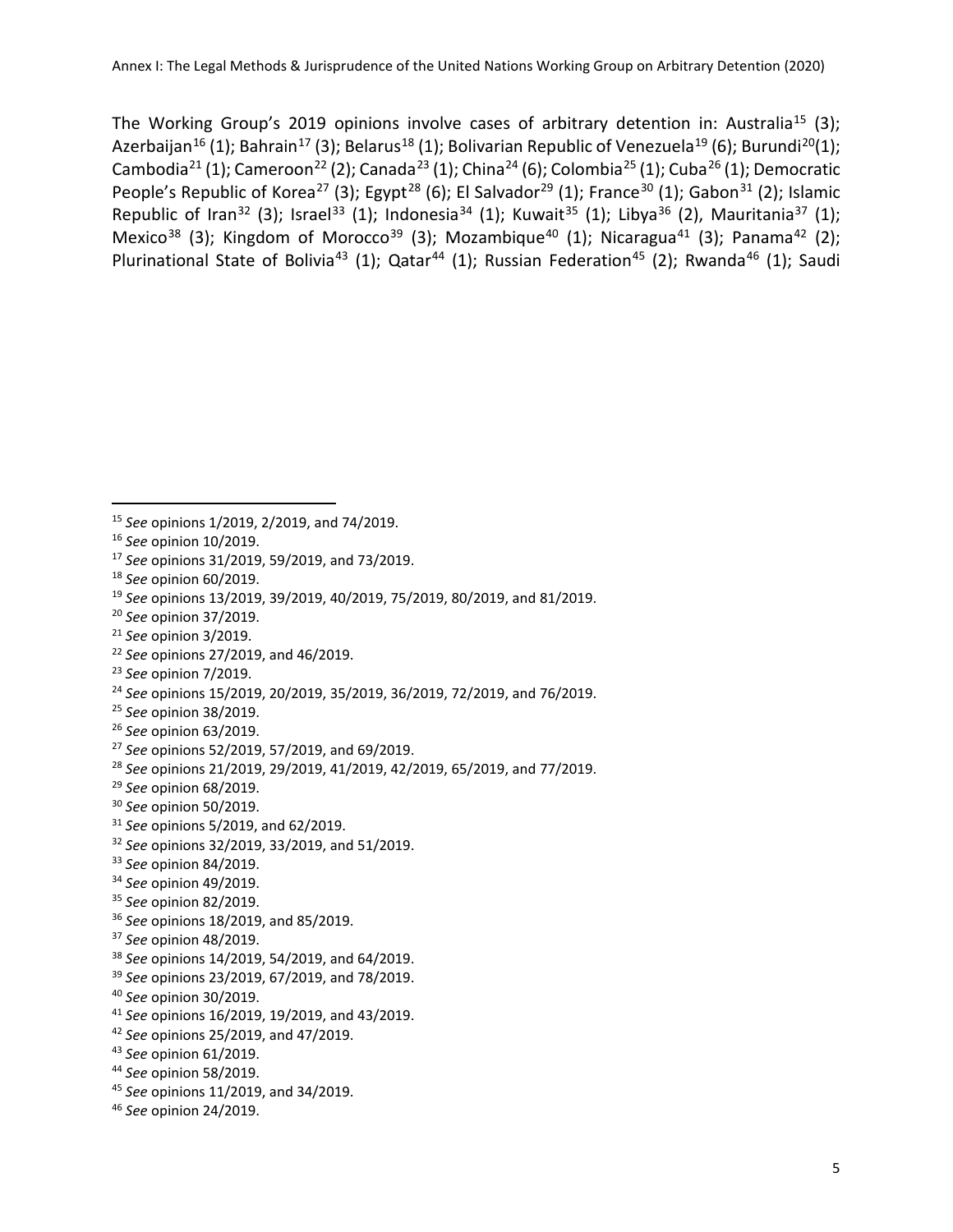The Working Group's 2019 opinions involve cases of arbitrary detention in: Australia[15] (3); Azerbaijan[16] (1); Bahrain[17] (3); Belarus[18] (1); Bolivarian Republic of Venezuela[19] (6); Burundi[20](1); Cambodia[21] (1); Cameroon[22] (2); Canada[23] (1); China[24] (6); Colombia[25] (1); Cuba[26] (1); Democratic People's Republic of Korea[27] (3); Egypt[28] (6); El Salvador[29] (1); France[30] (1); Gabon[31] (2); Islamic Republic of Iran[32] (3); Israel[33] (1); Indonesia[34] (1); Kuwait[35] (1); Libya[36] (2), Mauritania[37] (1); Mexico[38] (3); Kingdom of Morocco[39] (3); Mozambique[40] (1); Nicaragua[41] (3); Panama[42] (2); Plurinational State of Bolivia[43] (1); Qatar[44] (1); Russian Federation[45] (2); Rwanda[46] (1); Saudi

---

[15] *See* opinions 1/2019, 2/2019, and 74/2019.

[16] *See* opinion 10/2019.

[17] *See* opinions 31/2019, 59/2019, and 73/2019.

[18] *See* opinion 60/2019.

[19] *See* opinions 13/2019, 39/2019, 40/2019, 75/2019, 80/2019, and 81/2019.

[20] *See* opinion 37/2019.

[21] *See* opinion 3/2019.

[22] *See* opinions 27/2019, and 46/2019.

[23] *See* opinion 7/2019.

[24] *See* opinions 15/2019, 20/2019, 35/2019, 36/2019, 72/2019, and 76/2019.

[25] *See* opinion 38/2019.

[26] *See* opinion 63/2019.

[27] *See* opinions 52/2019, 57/2019, and 69/2019.

[28] *See* opinions 21/2019, 29/2019, 41/2019, 42/2019, 65/2019, and 77/2019.

[29] *See* opinion 68/2019.

[30] *See* opinion 50/2019.

[31] *See* opinions 5/2019, and 62/2019.

[32] *See* opinions 32/2019, 33/2019, and 51/2019.

[33] *See* opinion 84/2019.

[34] *See* opinion 49/2019.

[35] *See* opinion 82/2019.

[36] *See* opinions 18/2019, and 85/2019.

[37] *See* opinion 48/2019.

[38] *See* opinions 14/2019, 54/2019, and 64/2019.

[39] *See* opinions 23/2019, 67/2019, and 78/2019.

[40] *See* opinion 30/2019.

[41] *See* opinions 16/2019, 19/2019, and 43/2019.

[42] *See* opinions 25/2019, and 47/2019.

[43] *See* opinion 61/2019.

[44] *See* opinion 58/2019.

[45] *See* opinions 11/2019, and 34/2019.

[46] *See* opinion 24/2019.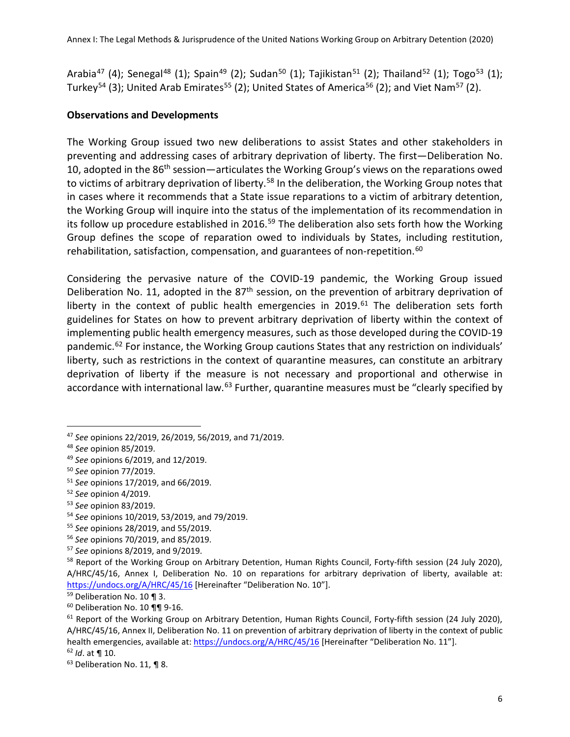Arabia[47] (4); Senegal[48] (1); Spain[49] (2); Sudan[50] (1); Tajikistan[51] (2); Thailand[52] (1); Togo[53] (1); Turkey[54] (3); United Arab Emirates[55] (2); United States of America[56] (2); and Viet Nam[57] (2).

**Observations and Developments**

The Working Group issued two new deliberations to assist States and other stakeholders in preventing and addressing cases of arbitrary deprivation of liberty. The first—Deliberation No. 10, adopted in the 86th session—articulates the Working Group's views on the reparations owed to victims of arbitrary deprivation of liberty.[58] In the deliberation, the Working Group notes that in cases where it recommends that a State issue reparations to a victim of arbitrary detention, the Working Group will inquire into the status of the implementation of its recommendation in its follow up procedure established in 2016.[59] The deliberation also sets forth how the Working Group defines the scope of reparation owed to individuals by States, including restitution, rehabilitation, satisfaction, compensation, and guarantees of non-repetition.[60]

Considering the pervasive nature of the COVID-19 pandemic, the Working Group issued Deliberation No. 11, adopted in the 87th session, on the prevention of arbitrary deprivation of liberty in the context of public health emergencies in 2019.[61] The deliberation sets forth guidelines for States on how to prevent arbitrary deprivation of liberty within the context of implementing public health emergency measures, such as those developed during the COVID-19 pandemic.[62] For instance, the Working Group cautions States that any restriction on individuals' liberty, such as restrictions in the context of quarantine measures, can constitute an arbitrary deprivation of liberty if the measure is not necessary and proportional and otherwise in accordance with international law.[63] Further, quarantine measures must be "clearly specified by

---

[47] *See* opinions 22/2019, 26/2019, 56/2019, and 71/2019.

[48] *See* opinion 85/2019.

[49] *See* opinions 6/2019, and 12/2019.

[50] *See* opinion 77/2019.

[51] *See* opinions 17/2019, and 66/2019.

[52] *See* opinion 4/2019.

[53] *See* opinion 83/2019.

[54] *See* opinions 10/2019, 53/2019, and 79/2019.

[55] *See* opinions 28/2019, and 55/2019.

[56] *See* opinions 70/2019, and 85/2019.

[57] *See* opinions 8/2019, and 9/2019.

[58] Report of the Working Group on Arbitrary Detention, Human Rights Council, Forty-fifth session (24 July 2020), A/HRC/45/16, Annex I, Deliberation No. 10 on reparations for arbitrary deprivation of liberty, available at: https://undocs.org/A/HRC/45/16 [Hereinafter "Deliberation No. 10"].

[59] Deliberation No. 10 ¶ 3.

[60] Deliberation No. 10 ¶¶ 9-16.

[61] Report of the Working Group on Arbitrary Detention, Human Rights Council, Forty-fifth session (24 July 2020), A/HRC/45/16, Annex II, Deliberation No. 11 on prevention of arbitrary deprivation of liberty in the context of public health emergencies, available at: https://undocs.org/A/HRC/45/16 [Hereinafter "Deliberation No. 11"].

[62] *Id*. at ¶ 10.

[63] Deliberation No. 11, ¶ 8.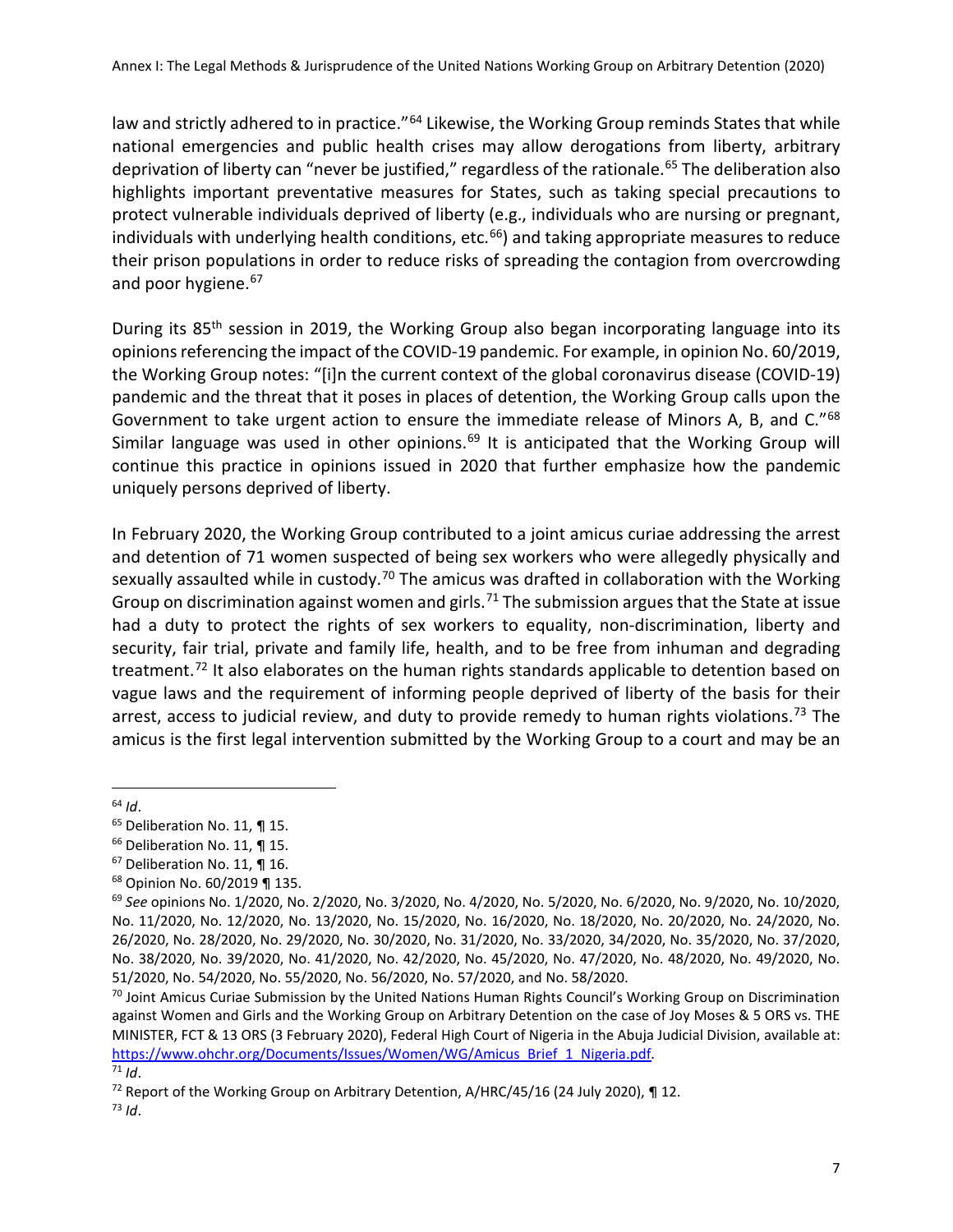law and strictly adhered to in practice."[64] Likewise, the Working Group reminds States that while national emergencies and public health crises may allow derogations from liberty, arbitrary deprivation of liberty can "never be justified," regardless of the rationale.[65] The deliberation also highlights important preventative measures for States, such as taking special precautions to protect vulnerable individuals deprived of liberty (e.g., individuals who are nursing or pregnant, individuals with underlying health conditions, etc.[66]) and taking appropriate measures to reduce their prison populations in order to reduce risks of spreading the contagion from overcrowding and poor hygiene.[67]

During its 85th session in 2019, the Working Group also began incorporating language into its opinions referencing the impact of the COVID-19 pandemic. For example, in opinion No. 60/2019, the Working Group notes: "[i]n the current context of the global coronavirus disease (COVID-19) pandemic and the threat that it poses in places of detention, the Working Group calls upon the Government to take urgent action to ensure the immediate release of Minors A, B, and C."[68] Similar language was used in other opinions.[69] It is anticipated that the Working Group will continue this practice in opinions issued in 2020 that further emphasize how the pandemic uniquely persons deprived of liberty.

In February 2020, the Working Group contributed to a joint amicus curiae addressing the arrest and detention of 71 women suspected of being sex workers who were allegedly physically and sexually assaulted while in custody.[70] The amicus was drafted in collaboration with the Working Group on discrimination against women and girls.[71] The submission argues that the State at issue had a duty to protect the rights of sex workers to equality, non-discrimination, liberty and security, fair trial, private and family life, health, and to be free from inhuman and degrading treatment.[72] It also elaborates on the human rights standards applicable to detention based on vague laws and the requirement of informing people deprived of liberty of the basis for their arrest, access to judicial review, and duty to provide remedy to human rights violations.[73] The amicus is the first legal intervention submitted by the Working Group to a court and may be an

---

[64] *Id*.

[65] Deliberation No. 11, ¶ 15.

[66] Deliberation No. 11, ¶ 15.

[67] Deliberation No. 11, ¶ 16.

[68] Opinion No. 60/2019 ¶ 135.

[69] *See* opinions No. 1/2020, No. 2/2020, No. 3/2020, No. 4/2020, No. 5/2020, No. 6/2020, No. 9/2020, No. 10/2020, No. 11/2020, No. 12/2020, No. 13/2020, No. 15/2020, No. 16/2020, No. 18/2020, No. 20/2020, No. 24/2020, No. 26/2020, No. 28/2020, No. 29/2020, No. 30/2020, No. 31/2020, No. 33/2020, 34/2020, No. 35/2020, No. 37/2020, No. 38/2020, No. 39/2020, No. 41/2020, No. 42/2020, No. 45/2020, No. 47/2020, No. 48/2020, No. 49/2020, No. 51/2020, No. 54/2020, No. 55/2020, No. 56/2020, No. 57/2020, and No. 58/2020.

[70] Joint Amicus Curiae Submission by the United Nations Human Rights Council's Working Group on Discrimination against Women and Girls and the Working Group on Arbitrary Detention on the case of Joy Moses & 5 ORS vs. THE MINISTER, FCT & 13 ORS (3 February 2020), Federal High Court of Nigeria in the Abuja Judicial Division, available at: https://www.ohchr.org/Documents/Issues/Women/WG/Amicus_Brief_1_Nigeria.pdf.

[71] *Id*.

[72] Report of the Working Group on Arbitrary Detention, A/HRC/45/16 (24 July 2020), ¶ 12.

[73] *Id*.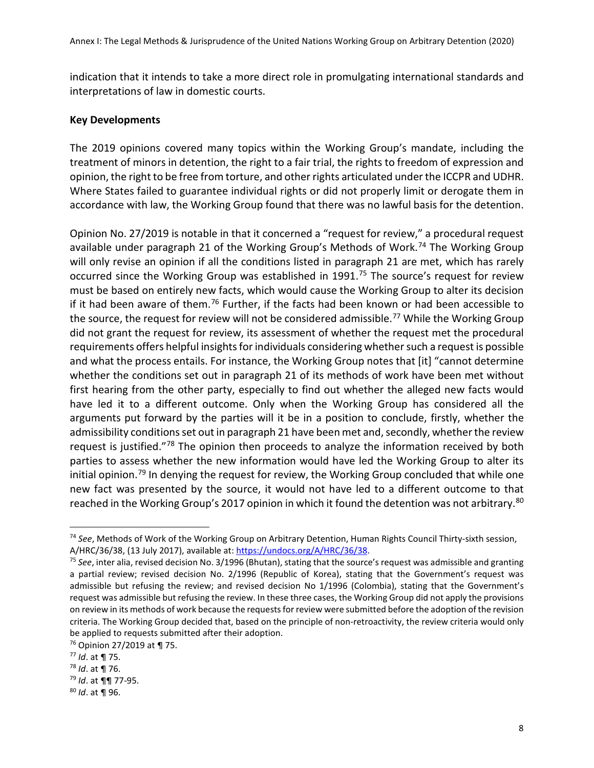indication that it intends to take a more direct role in promulgating international standards and interpretations of law in domestic courts.

**Key Developments**

The 2019 opinions covered many topics within the Working Group's mandate, including the treatment of minors in detention, the right to a fair trial, the rights to freedom of expression and opinion, the right to be free from torture, and other rights articulated under the ICCPR and UDHR. Where States failed to guarantee individual rights or did not properly limit or derogate them in accordance with law, the Working Group found that there was no lawful basis for the detention.

Opinion No. 27/2019 is notable in that it concerned a "request for review," a procedural request available under paragraph 21 of the Working Group's Methods of Work.[74] The Working Group will only revise an opinion if all the conditions listed in paragraph 21 are met, which has rarely occurred since the Working Group was established in 1991.[75] The source's request for review must be based on entirely new facts, which would cause the Working Group to alter its decision if it had been aware of them.[76] Further, if the facts had been known or had been accessible to the source, the request for review will not be considered admissible.[77] While the Working Group did not grant the request for review, its assessment of whether the request met the procedural requirements offers helpful insights for individuals considering whether such a request is possible and what the process entails. For instance, the Working Group notes that [it] "cannot determine whether the conditions set out in paragraph 21 of its methods of work have been met without first hearing from the other party, especially to find out whether the alleged new facts would have led it to a different outcome. Only when the Working Group has considered all the arguments put forward by the parties will it be in a position to conclude, firstly, whether the admissibility conditions set out in paragraph 21 have been met and, secondly, whether the review request is justified."[78] The opinion then proceeds to analyze the information received by both parties to assess whether the new information would have led the Working Group to alter its initial opinion.[79] In denying the request for review, the Working Group concluded that while one new fact was presented by the source, it would not have led to a different outcome to that reached in the Working Group's 2017 opinion in which it found the detention was not arbitrary.[80]

---

[74] *See*, Methods of Work of the Working Group on Arbitrary Detention, Human Rights Council Thirty-sixth session, A/HRC/36/38, (13 July 2017), available at: https://undocs.org/A/HRC/36/38.

[75] *See*, inter alia, revised decision No. 3/1996 (Bhutan), stating that the source's request was admissible and granting a partial review; revised decision No. 2/1996 (Republic of Korea), stating that the Government's request was admissible but refusing the review; and revised decision No 1/1996 (Colombia), stating that the Government's request was admissible but refusing the review. In these three cases, the Working Group did not apply the provisions on review in its methods of work because the requests for review were submitted before the adoption of the revision criteria. The Working Group decided that, based on the principle of non-retroactivity, the review criteria would only be applied to requests submitted after their adoption.

[76] Opinion 27/2019 at ¶ 75.

[77] *Id*. at ¶ 75.

[78] *Id*. at ¶ 76.

[79] *Id*. at ¶¶ 77-95.

[80] *Id*. at ¶ 96.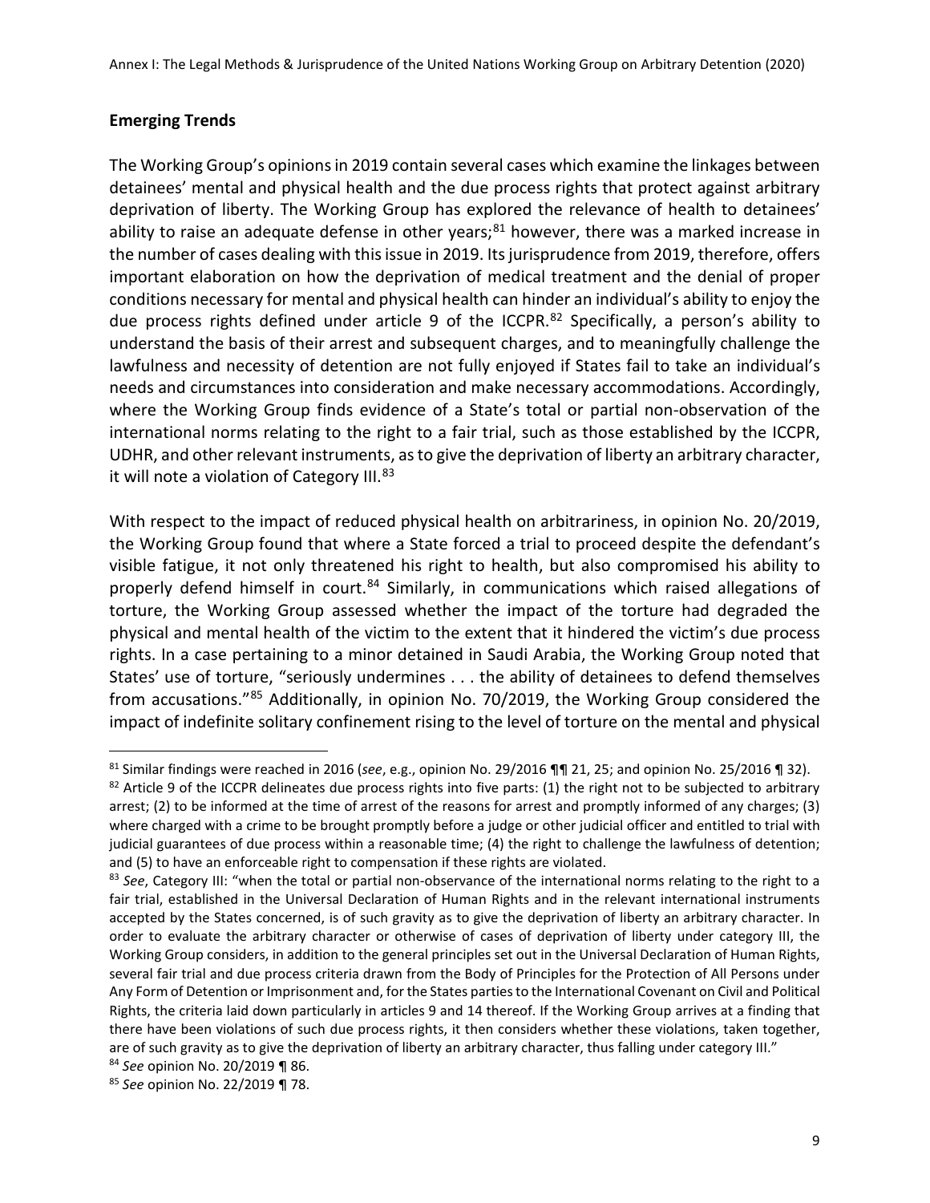## Emerging Trends

The Working Group's opinions in 2019 contain several cases which examine the linkages between detainees' mental and physical health and the due process rights that protect against arbitrary deprivation of liberty. The Working Group has explored the relevance of health to detainees' ability to raise an adequate defense in other years;[81] however, there was a marked increase in the number of cases dealing with this issue in 2019. Its jurisprudence from 2019, therefore, offers important elaboration on how the deprivation of medical treatment and the denial of proper conditions necessary for mental and physical health can hinder an individual's ability to enjoy the due process rights defined under article 9 of the ICCPR.[82] Specifically, a person's ability to understand the basis of their arrest and subsequent charges, and to meaningfully challenge the lawfulness and necessity of detention are not fully enjoyed if States fail to take an individual's needs and circumstances into consideration and make necessary accommodations. Accordingly, where the Working Group finds evidence of a State's total or partial non-observation of the international norms relating to the right to a fair trial, such as those established by the ICCPR, UDHR, and other relevant instruments, as to give the deprivation of liberty an arbitrary character, it will note a violation of Category III.[83]

With respect to the impact of reduced physical health on arbitrariness, in opinion No. 20/2019, the Working Group found that where a State forced a trial to proceed despite the defendant's visible fatigue, it not only threatened his right to health, but also compromised his ability to properly defend himself in court.[84] Similarly, in communications which raised allegations of torture, the Working Group assessed whether the impact of the torture had degraded the physical and mental health of the victim to the extent that it hindered the victim's due process rights. In a case pertaining to a minor detained in Saudi Arabia, the Working Group noted that States' use of torture, "seriously undermines . . . the ability of detainees to defend themselves from accusations."[85] Additionally, in opinion No. 70/2019, the Working Group considered the impact of indefinite solitary confinement rising to the level of torture on the mental and physical

---

[81] Similar findings were reached in 2016 (*see*, e.g., opinion No. 29/2016 ¶¶ 21, 25; and opinion No. 25/2016 ¶ 32).

[82] Article 9 of the ICCPR delineates due process rights into five parts: (1) the right not to be subjected to arbitrary arrest; (2) to be informed at the time of arrest of the reasons for arrest and promptly informed of any charges; (3) where charged with a crime to be brought promptly before a judge or other judicial officer and entitled to trial with judicial guarantees of due process within a reasonable time; (4) the right to challenge the lawfulness of detention; and (5) to have an enforceable right to compensation if these rights are violated.

[83] *See*, Category III: "when the total or partial non-observance of the international norms relating to the right to a fair trial, established in the Universal Declaration of Human Rights and in the relevant international instruments accepted by the States concerned, is of such gravity as to give the deprivation of liberty an arbitrary character. In order to evaluate the arbitrary character or otherwise of cases of deprivation of liberty under category III, the Working Group considers, in addition to the general principles set out in the Universal Declaration of Human Rights, several fair trial and due process criteria drawn from the Body of Principles for the Protection of All Persons under Any Form of Detention or Imprisonment and, for the States parties to the International Covenant on Civil and Political Rights, the criteria laid down particularly in articles 9 and 14 thereof. If the Working Group arrives at a finding that there have been violations of such due process rights, it then considers whether these violations, taken together, are of such gravity as to give the deprivation of liberty an arbitrary character, thus falling under category III."

[84] *See* opinion No. 20/2019 ¶ 86.

[85] *See* opinion No. 22/2019 ¶ 78.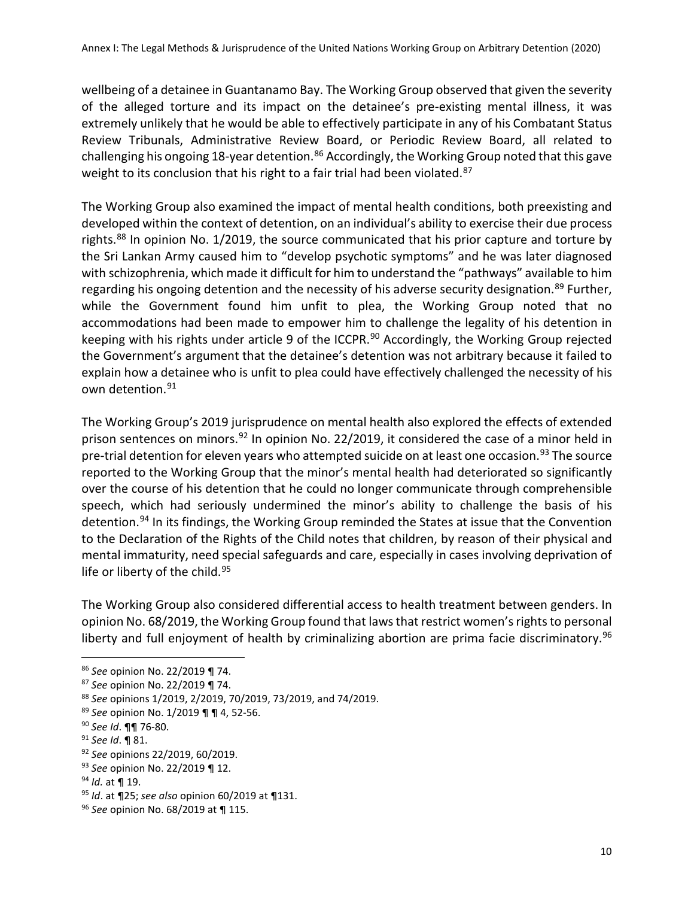wellbeing of a detainee in Guantanamo Bay. The Working Group observed that given the severity of the alleged torture and its impact on the detainee's pre-existing mental illness, it was extremely unlikely that he would be able to effectively participate in any of his Combatant Status Review Tribunals, Administrative Review Board, or Periodic Review Board, all related to challenging his ongoing 18-year detention.[86] Accordingly, the Working Group noted that this gave weight to its conclusion that his right to a fair trial had been violated.[87]

The Working Group also examined the impact of mental health conditions, both preexisting and developed within the context of detention, on an individual's ability to exercise their due process rights.[88] In opinion No. 1/2019, the source communicated that his prior capture and torture by the Sri Lankan Army caused him to "develop psychotic symptoms" and he was later diagnosed with schizophrenia, which made it difficult for him to understand the "pathways" available to him regarding his ongoing detention and the necessity of his adverse security designation.[89] Further, while the Government found him unfit to plea, the Working Group noted that no accommodations had been made to empower him to challenge the legality of his detention in keeping with his rights under article 9 of the ICCPR.[90] Accordingly, the Working Group rejected the Government's argument that the detainee's detention was not arbitrary because it failed to explain how a detainee who is unfit to plea could have effectively challenged the necessity of his own detention.[91]

The Working Group's 2019 jurisprudence on mental health also explored the effects of extended prison sentences on minors.[92] In opinion No. 22/2019, it considered the case of a minor held in pre-trial detention for eleven years who attempted suicide on at least one occasion.[93] The source reported to the Working Group that the minor's mental health had deteriorated so significantly over the course of his detention that he could no longer communicate through comprehensible speech, which had seriously undermined the minor's ability to challenge the basis of his detention.[94] In its findings, the Working Group reminded the States at issue that the Convention to the Declaration of the Rights of the Child notes that children, by reason of their physical and mental immaturity, need special safeguards and care, especially in cases involving deprivation of life or liberty of the child.[95]

The Working Group also considered differential access to health treatment between genders. In opinion No. 68/2019, the Working Group found that laws that restrict women's rights to personal liberty and full enjoyment of health by criminalizing abortion are prima facie discriminatory.[96]

---

[86] *See* opinion No. 22/2019 ¶ 74.

[87] *See* opinion No. 22/2019 ¶ 74.

[88] *See* opinions 1/2019, 2/2019, 70/2019, 73/2019, and 74/2019.

[89] *See* opinion No. 1/2019 ¶ ¶ 4, 52-56.

[90] *See Id*. ¶¶ 76-80.

[91] *See Id*. ¶ 81.

[92] *See* opinions 22/2019, 60/2019.

[93] *See* opinion No. 22/2019 ¶ 12.

[94] *Id*. at ¶ 19.

[95] *Id*. at ¶25; *see also* opinion 60/2019 at ¶131.

[96] *See* opinion No. 68/2019 at ¶ 115.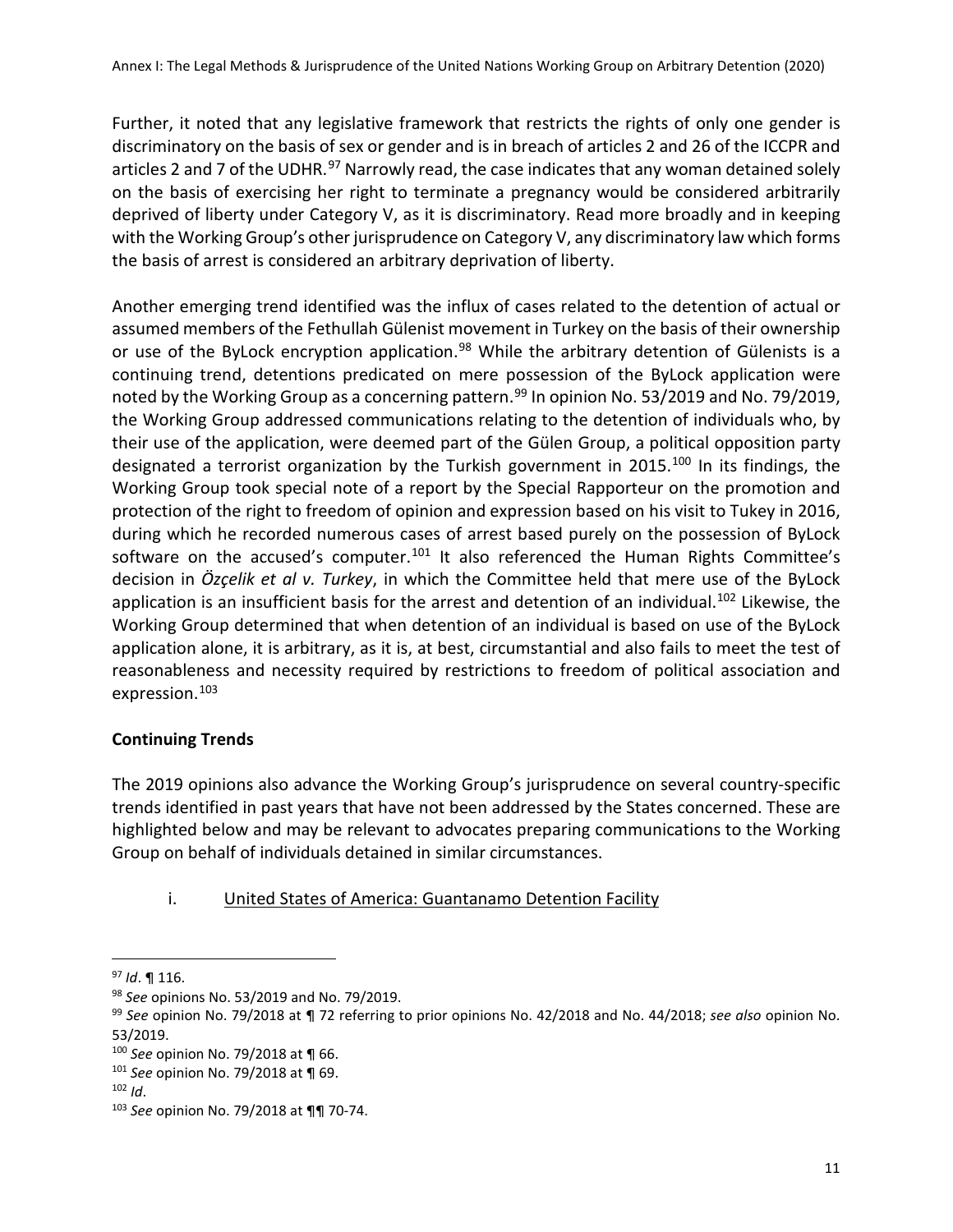Further, it noted that any legislative framework that restricts the rights of only one gender is discriminatory on the basis of sex or gender and is in breach of articles 2 and 26 of the ICCPR and articles 2 and 7 of the UDHR.[97] Narrowly read, the case indicates that any woman detained solely on the basis of exercising her right to terminate a pregnancy would be considered arbitrarily deprived of liberty under Category V, as it is discriminatory. Read more broadly and in keeping with the Working Group's other jurisprudence on Category V, any discriminatory law which forms the basis of arrest is considered an arbitrary deprivation of liberty.

Another emerging trend identified was the influx of cases related to the detention of actual or assumed members of the Fethullah Gülenist movement in Turkey on the basis of their ownership or use of the ByLock encryption application.[98] While the arbitrary detention of Gülenists is a continuing trend, detentions predicated on mere possession of the ByLock application were noted by the Working Group as a concerning pattern.[99] In opinion No. 53/2019 and No. 79/2019, the Working Group addressed communications relating to the detention of individuals who, by their use of the application, were deemed part of the Gülen Group, a political opposition party designated a terrorist organization by the Turkish government in 2015.[100] In its findings, the Working Group took special note of a report by the Special Rapporteur on the promotion and protection of the right to freedom of opinion and expression based on his visit to Tukey in 2016, during which he recorded numerous cases of arrest based purely on the possession of ByLock software on the accused's computer.[101] It also referenced the Human Rights Committee's decision in *Özçelik et al v. Turkey*, in which the Committee held that mere use of the ByLock application is an insufficient basis for the arrest and detention of an individual.[102] Likewise, the Working Group determined that when detention of an individual is based on use of the ByLock application alone, it is arbitrary, as it is, at best, circumstantial and also fails to meet the test of reasonableness and necessity required by restrictions to freedom of political association and expression.[103]

**Continuing Trends**

The 2019 opinions also advance the Working Group's jurisprudence on several country-specific trends identified in past years that have not been addressed by the States concerned. These are highlighted below and may be relevant to advocates preparing communications to the Working Group on behalf of individuals detained in similar circumstances.

i. United States of America: Guantanamo Detention Facility

---

[97] *Id*. ¶ 116.

[98] *See* opinions No. 53/2019 and No. 79/2019.

[99] *See* opinion No. 79/2018 at ¶ 72 referring to prior opinions No. 42/2018 and No. 44/2018; *see also* opinion No. 53/2019.

[100] *See* opinion No. 79/2018 at ¶ 66.

[101] *See* opinion No. 79/2018 at ¶ 69.

[102] *Id*.

[103] *See* opinion No. 79/2018 at ¶¶ 70-74.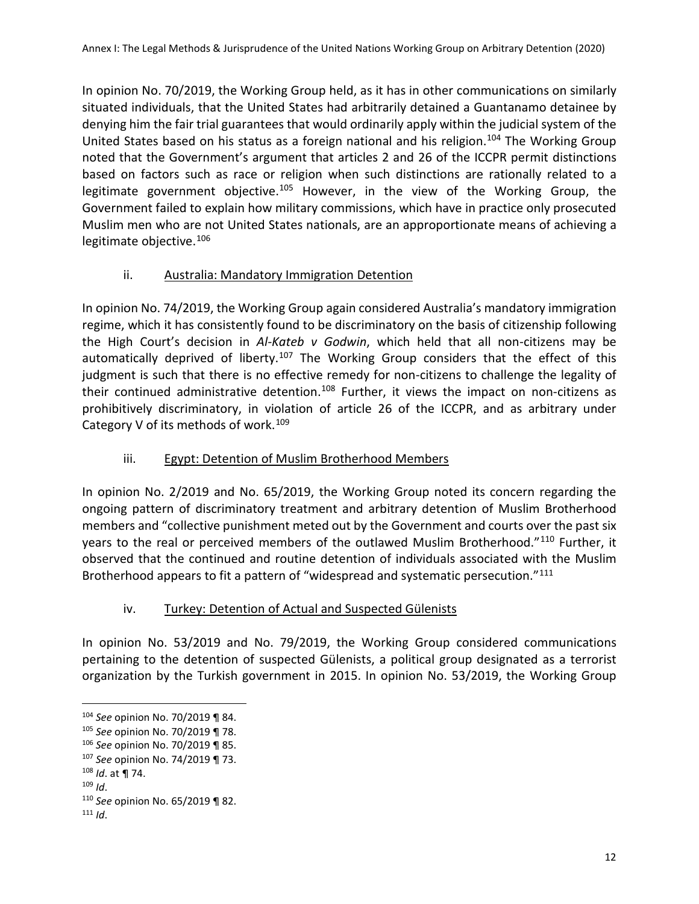In opinion No. 70/2019, the Working Group held, as it has in other communications on similarly situated individuals, that the United States had arbitrarily detained a Guantanamo detainee by denying him the fair trial guarantees that would ordinarily apply within the judicial system of the United States based on his status as a foreign national and his religion.[104] The Working Group noted that the Government's argument that articles 2 and 26 of the ICCPR permit distinctions based on factors such as race or religion when such distinctions are rationally related to a legitimate government objective.[105] However, in the view of the Working Group, the Government failed to explain how military commissions, which have in practice only prosecuted Muslim men who are not United States nationals, are an approportionate means of achieving a legitimate objective.[106]

### ii. <u>Australia: Mandatory Immigration Detention</u>

In opinion No. 74/2019, the Working Group again considered Australia's mandatory immigration regime, which it has consistently found to be discriminatory on the basis of citizenship following the High Court's decision in *Al-Kateb v Godwin*, which held that all non-citizens may be automatically deprived of liberty.[107] The Working Group considers that the effect of this judgment is such that there is no effective remedy for non-citizens to challenge the legality of their continued administrative detention.[108] Further, it views the impact on non-citizens as prohibitively discriminatory, in violation of article 26 of the ICCPR, and as arbitrary under Category V of its methods of work.[109]

### iii. <u>Egypt: Detention of Muslim Brotherhood Members</u>

In opinion No. 2/2019 and No. 65/2019, the Working Group noted its concern regarding the ongoing pattern of discriminatory treatment and arbitrary detention of Muslim Brotherhood members and "collective punishment meted out by the Government and courts over the past six years to the real or perceived members of the outlawed Muslim Brotherhood."[110] Further, it observed that the continued and routine detention of individuals associated with the Muslim Brotherhood appears to fit a pattern of "widespread and systematic persecution."[111]

### iv. <u>Turkey: Detention of Actual and Suspected Gülenists</u>

In opinion No. 53/2019 and No. 79/2019, the Working Group considered communications pertaining to the detention of suspected Gülenists, a political group designated as a terrorist organization by the Turkish government in 2015. In opinion No. 53/2019, the Working Group

---

[104] *See* opinion No. 70/2019 ¶ 84.
[105] *See* opinion No. 70/2019 ¶ 78.
[106] *See* opinion No. 70/2019 ¶ 85.
[107] *See* opinion No. 74/2019 ¶ 73.
[108] *Id*. at ¶ 74.
[109] *Id*.
[110] *See* opinion No. 65/2019 ¶ 82.
[111] *Id*.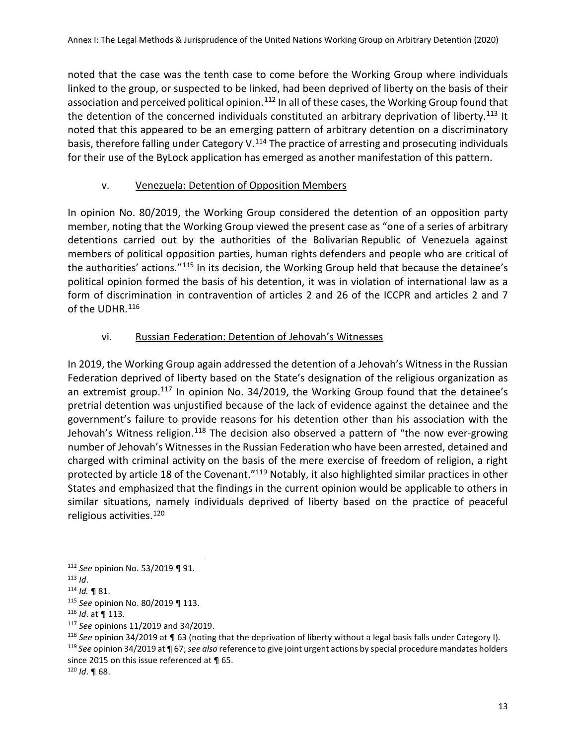noted that the case was the tenth case to come before the Working Group where individuals linked to the group, or suspected to be linked, had been deprived of liberty on the basis of their association and perceived political opinion.[112] In all of these cases, the Working Group found that the detention of the concerned individuals constituted an arbitrary deprivation of liberty.[113] It noted that this appeared to be an emerging pattern of arbitrary detention on a discriminatory basis, therefore falling under Category V.[114] The practice of arresting and prosecuting individuals for their use of the ByLock application has emerged as another manifestation of this pattern.

### v. Venezuela: Detention of Opposition Members

In opinion No. 80/2019, the Working Group considered the detention of an opposition party member, noting that the Working Group viewed the present case as "one of a series of arbitrary detentions carried out by the authorities of the Bolivarian Republic of Venezuela against members of political opposition parties, human rights defenders and people who are critical of the authorities' actions."[115] In its decision, the Working Group held that because the detainee's political opinion formed the basis of his detention, it was in violation of international law as a form of discrimination in contravention of articles 2 and 26 of the ICCPR and articles 2 and 7 of the UDHR.[116]

### vi. Russian Federation: Detention of Jehovah's Witnesses

In 2019, the Working Group again addressed the detention of a Jehovah's Witness in the Russian Federation deprived of liberty based on the State's designation of the religious organization as an extremist group.[117] In opinion No. 34/2019, the Working Group found that the detainee's pretrial detention was unjustified because of the lack of evidence against the detainee and the government's failure to provide reasons for his detention other than his association with the Jehovah's Witness religion.[118] The decision also observed a pattern of "the now ever-growing number of Jehovah's Witnesses in the Russian Federation who have been arrested, detained and charged with criminal activity on the basis of the mere exercise of freedom of religion, a right protected by article 18 of the Covenant."[119] Notably, it also highlighted similar practices in other States and emphasized that the findings in the current opinion would be applicable to others in similar situations, namely individuals deprived of liberty based on the practice of peaceful religious activities.[120]

---

[112] *See* opinion No. 53/2019 ¶ 91.

[113] *Id*.

[114] *Id.* ¶ 81.

[115] *See* opinion No. 80/2019 ¶ 113.

[116] *Id*. at ¶ 113.

[117] *See* opinions 11/2019 and 34/2019.

[118] *See* opinion 34/2019 at ¶ 63 (noting that the deprivation of liberty without a legal basis falls under Category I).

[119] *See* opinion 34/2019 at ¶ 67; *see also* reference to give joint urgent actions by special procedure mandates holders since 2015 on this issue referenced at ¶ 65.

[120] *Id*. ¶ 68.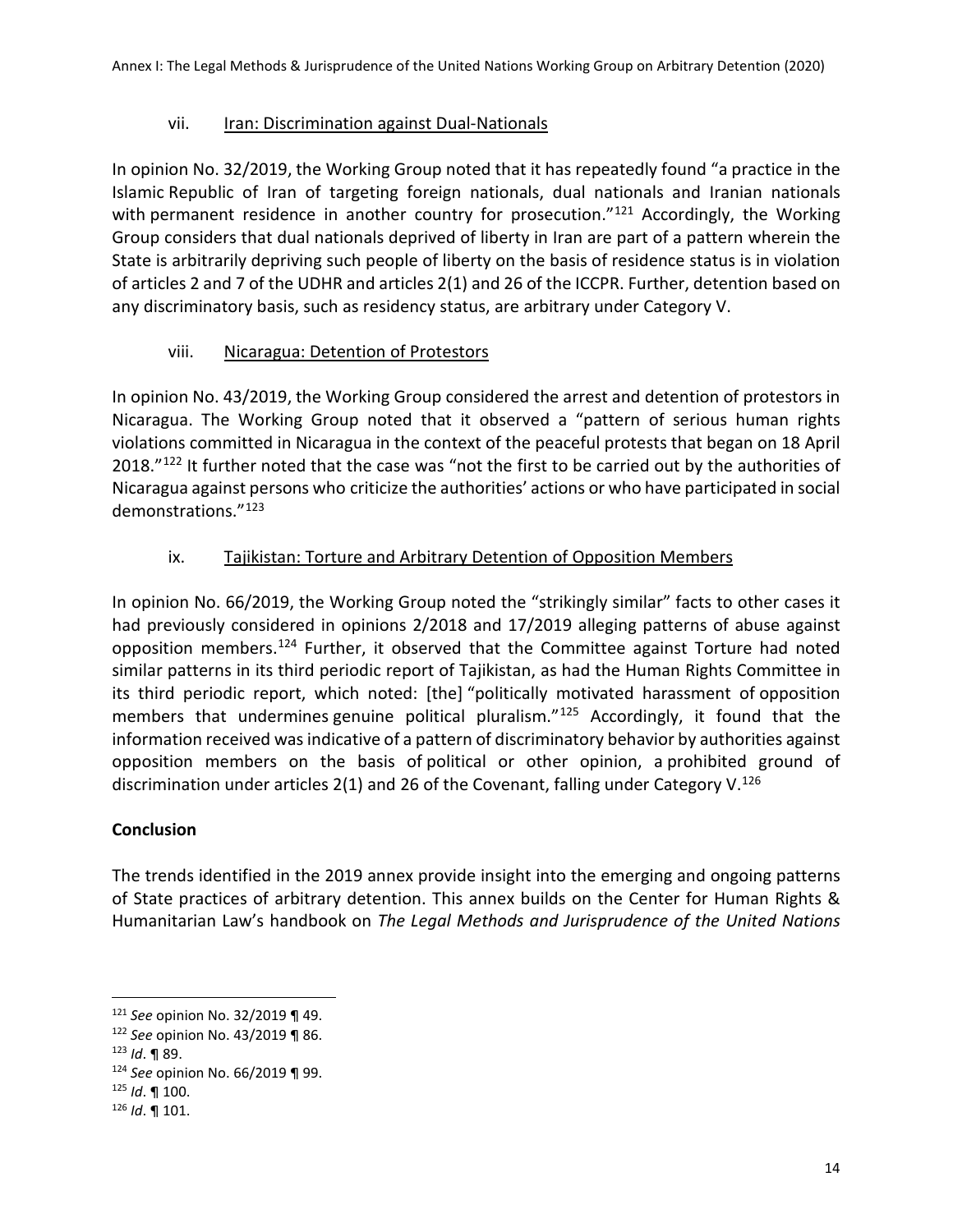### vii. Iran: Discrimination against Dual-Nationals

In opinion No. 32/2019, the Working Group noted that it has repeatedly found "a practice in the Islamic Republic of Iran of targeting foreign nationals, dual nationals and Iranian nationals with permanent residence in another country for prosecution."[121] Accordingly, the Working Group considers that dual nationals deprived of liberty in Iran are part of a pattern wherein the State is arbitrarily depriving such people of liberty on the basis of residence status is in violation of articles 2 and 7 of the UDHR and articles 2(1) and 26 of the ICCPR. Further, detention based on any discriminatory basis, such as residency status, are arbitrary under Category V.

### viii. Nicaragua: Detention of Protestors

In opinion No. 43/2019, the Working Group considered the arrest and detention of protestors in Nicaragua. The Working Group noted that it observed a "pattern of serious human rights violations committed in Nicaragua in the context of the peaceful protests that began on 18 April 2018."[122] It further noted that the case was "not the first to be carried out by the authorities of Nicaragua against persons who criticize the authorities' actions or who have participated in social demonstrations."[123]

### ix. Tajikistan: Torture and Arbitrary Detention of Opposition Members

In opinion No. 66/2019, the Working Group noted the "strikingly similar" facts to other cases it had previously considered in opinions 2/2018 and 17/2019 alleging patterns of abuse against opposition members.[124] Further, it observed that the Committee against Torture had noted similar patterns in its third periodic report of Tajikistan, as had the Human Rights Committee in its third periodic report, which noted: [the] "politically motivated harassment of opposition members that undermines genuine political pluralism."[125] Accordingly, it found that the information received was indicative of a pattern of discriminatory behavior by authorities against opposition members on the basis of political or other opinion, a prohibited ground of discrimination under articles 2(1) and 26 of the Covenant, falling under Category V.[126]

**Conclusion**

The trends identified in the 2019 annex provide insight into the emerging and ongoing patterns of State practices of arbitrary detention. This annex builds on the Center for Human Rights & Humanitarian Law's handbook on *The Legal Methods and Jurisprudence of the United Nations*

---

[121] *See* opinion No. 32/2019 ¶ 49.

[122] *See* opinion No. 43/2019 ¶ 86.

[123] *Id*. ¶ 89.

[124] *See* opinion No. 66/2019 ¶ 99.

[125] *Id*. ¶ 100.

[126] *Id*. ¶ 101.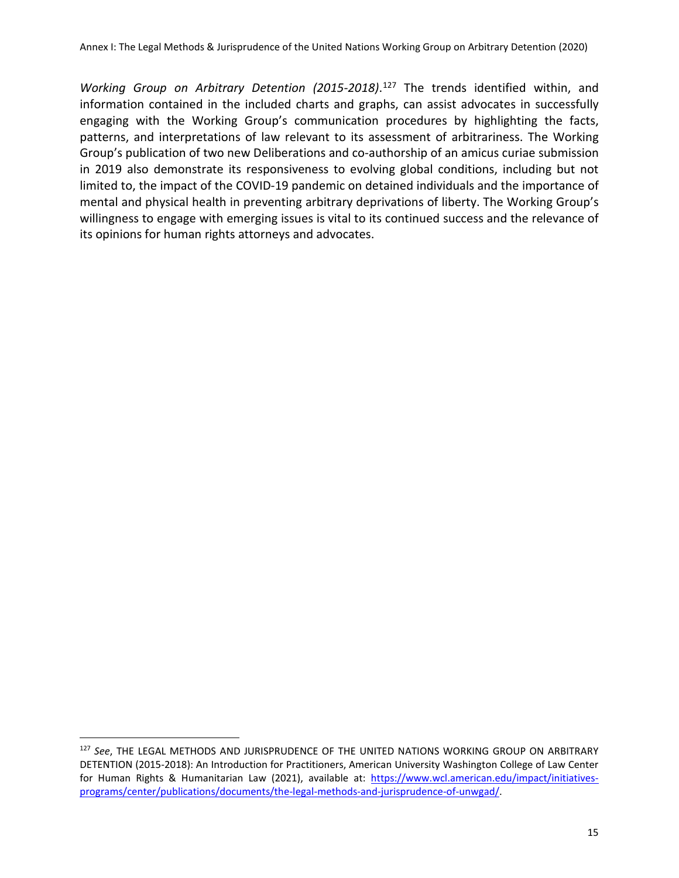*Working Group on Arbitrary Detention (2015-2018)*.[127] The trends identified within, and information contained in the included charts and graphs, can assist advocates in successfully engaging with the Working Group's communication procedures by highlighting the facts, patterns, and interpretations of law relevant to its assessment of arbitrariness. The Working Group's publication of two new Deliberations and co-authorship of an amicus curiae submission in 2019 also demonstrate its responsiveness to evolving global conditions, including but not limited to, the impact of the COVID-19 pandemic on detained individuals and the importance of mental and physical health in preventing arbitrary deprivations of liberty. The Working Group's willingness to engage with emerging issues is vital to its continued success and the relevance of its opinions for human rights attorneys and advocates.

---

[127] *See*, THE LEGAL METHODS AND JURISPRUDENCE OF THE UNITED NATIONS WORKING GROUP ON ARBITRARY DETENTION (2015-2018): An Introduction for Practitioners, American University Washington College of Law Center for Human Rights & Humanitarian Law (2021), available at: https://www.wcl.american.edu/impact/initiatives-programs/center/publications/documents/the-legal-methods-and-jurisprudence-of-unwgad/.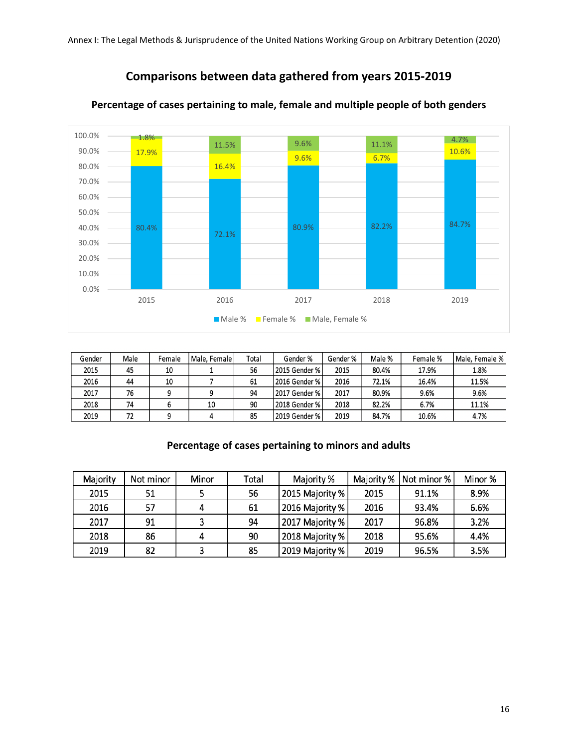## Comparisons between data gathered from years 2015-2019

### Percentage of cases pertaining to male, female and multiple people of both genders

| Gender | Male | Female | Male, Female | Total | Gender % | Gender % | Male % | Female % | Male, Female % |
|---|---|---|---|---|---|---|---|---|---|
| 2015 | 45 | 10 | 1 | 56 | 2015 Gender % | 2015 | 80.4% | 17.9% | 1.8% |
| 2016 | 44 | 10 | 7 | 61 | 2016 Gender % | 2016 | 72.1% | 16.4% | 11.5% |
| 2017 | 76 | 9 | 9 | 94 | 2017 Gender % | 2017 | 80.9% | 9.6% | 9.6% |
| 2018 | 74 | 6 | 10 | 90 | 2018 Gender % | 2018 | 82.2% | 6.7% | 11.1% |
| 2019 | 72 | 9 | 4 | 85 | 2019 Gender % | 2019 | 84.7% | 10.6% | 4.7% |

### Percentage of cases pertaining to minors and adults

| Majority | Not minor | Minor | Total | Majority % | Majority % | Not minor % | Minor % |
|---|---|---|---|---|---|---|---|
| 2015 | 51 | 5 | 56 | 2015 Majority % | 2015 | 91.1% | 8.9% |
| 2016 | 57 | 4 | 61 | 2016 Majority % | 2016 | 93.4% | 6.6% |
| 2017 | 91 | 3 | 94 | 2017 Majority % | 2017 | 96.8% | 3.2% |
| 2018 | 86 | 4 | 90 | 2018 Majority % | 2018 | 95.6% | 4.4% |
| 2019 | 82 | 3 | 85 | 2019 Majority % | 2019 | 96.5% | 3.5% |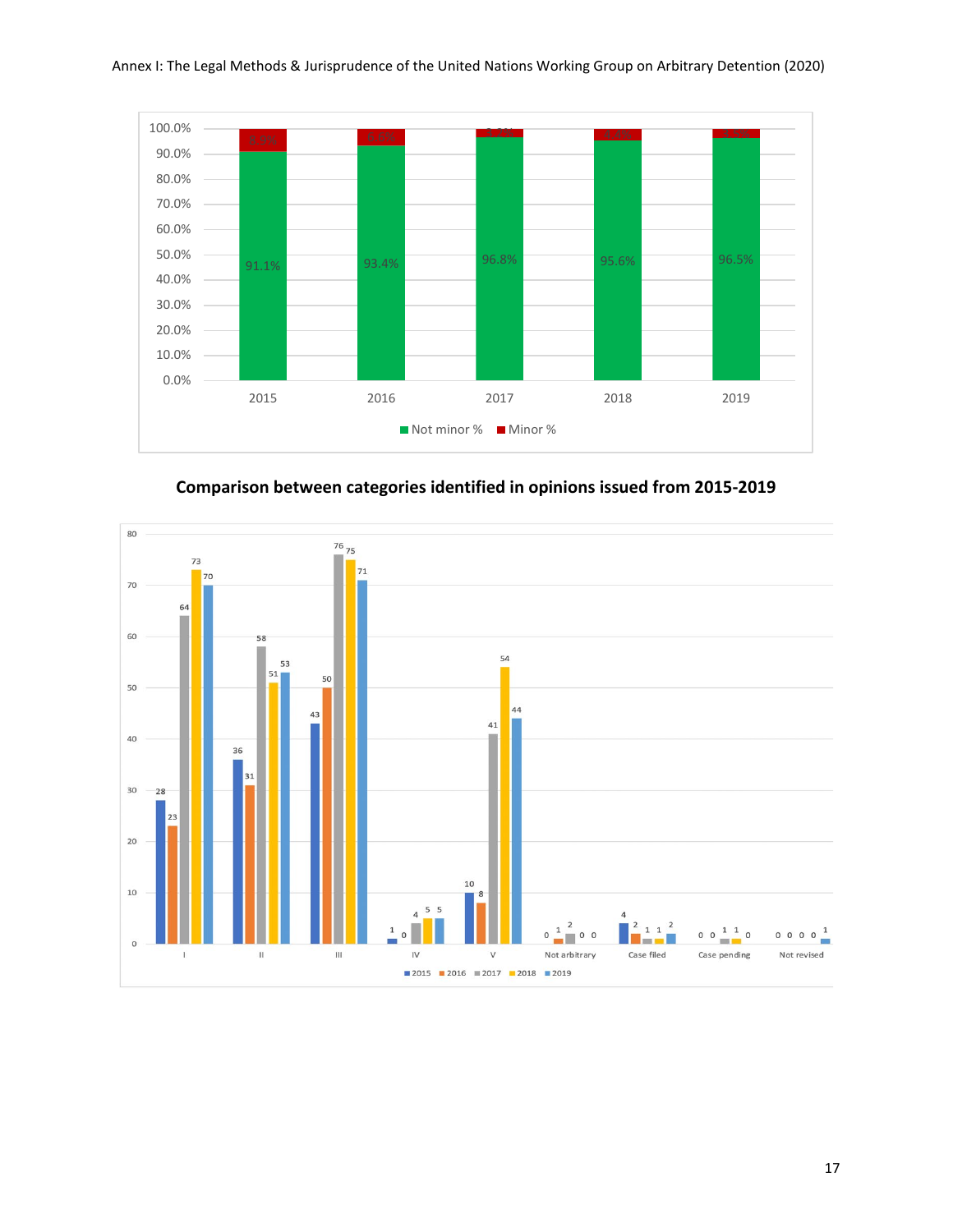| Year | Not minor % |
| --- | --- |
| 2015 | 91.1% |
| 2016 | 93.4% |
| 2017 | 96.8% |
| 2018 | 95.6% |
| 2019 | 96.5% |

Not minor % | Minor %

**Comparison between categories identified in opinions issued from 2015-2019**

| Category | 2015 | 2016 | 2017 | 2018 | 2019 |
| --- | --- | --- | --- | --- | --- |
| I | 28 | 23 | 64 | 73 | 70 |
| II | 36 | 31 | 58 | 51 | 53 |
| III | 43 | 50 | 76 | 75 | 71 |
| IV | 1 | 0 | 4 | 5 | 5 |
| V | 10 | 8 | 41 | 54 | 44 |
| Not arbitrary | 0 | 1 | 2 | 0 | 0 |
| Case filed | 4 | 2 | 1 | 1 | 2 |
| Case pending | 0 | 0 | 1 | 1 | 0 |
| Not revised | 0 | 0 | 0 | 0 | 1 |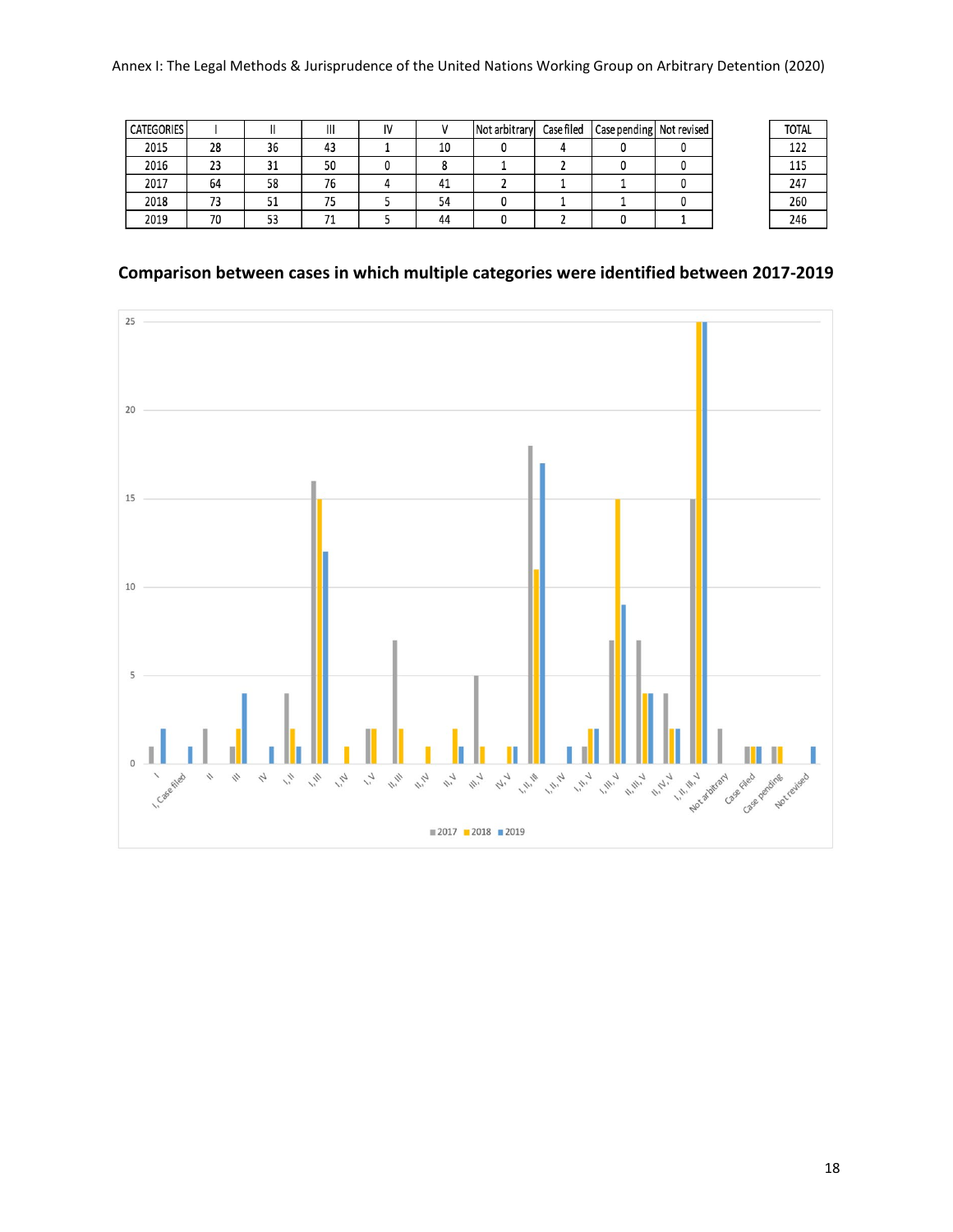| CATEGORIES | I | II | III | IV | V | Not arbitrary | Case filed | Case pending | Not revised | TOTAL |
|---|---|---|---|---|---|---|---|---|---|---|
| 2015 | 28 | 36 | 43 | 1 | 10 | 0 | 4 | 0 | 0 | 122 |
| 2016 | 23 | 31 | 50 | 0 | 8 | 1 | 2 | 0 | 0 | 115 |
| 2017 | 64 | 58 | 76 | 4 | 41 | 2 | 1 | 1 | 0 | 247 |
| 2018 | 73 | 51 | 75 | 5 | 54 | 0 | 1 | 1 | 0 | 260 |
| 2019 | 70 | 53 | 71 | 5 | 44 | 0 | 2 | 0 | 1 | 246 |

**Comparison between cases in which multiple categories were identified between 2017-2019**

25
20
15
10
5
0

I
I, Case filed
II
III
IV
I, II
I, III
I, IV
I, V
II, III
II, IV
II, V
III, V
IV, V
I, II, III
I, II, IV
I, II, V
I, III, V
II, III, V
II, IV, V
I, II, III, V
Not arbitrary
Case Filed
Case pending
Not revised

2017 2018 2019